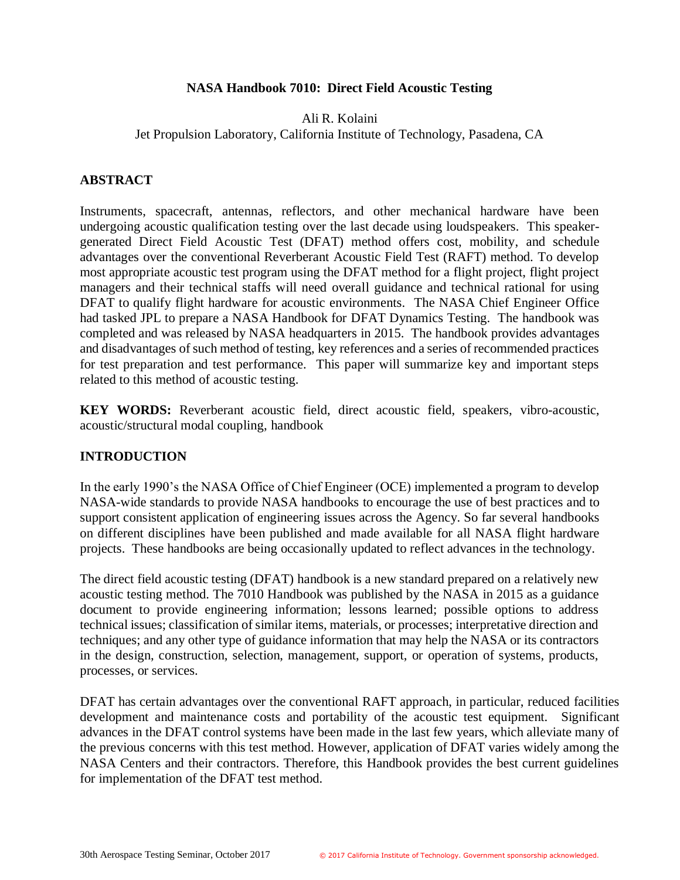# NASA Handbook 7010: Direct Field Acoustic Testing

Ali R. Kolaini
Jet Propulsion Laboratory, California Institute of Technology, Pasadena, CA

## ABSTRACT

Instruments, spacecraft, antennas, reflectors, and other mechanical hardware have been undergoing acoustic qualification testing over the last decade using loudspeakers. This speaker-generated Direct Field Acoustic Test (DFAT) method offers cost, mobility, and schedule advantages over the conventional Reverberant Acoustic Field Test (RAFT) method. To develop most appropriate acoustic test program using the DFAT method for a flight project, flight project managers and their technical staffs will need overall guidance and technical rational for using DFAT to qualify flight hardware for acoustic environments. The NASA Chief Engineer Office had tasked JPL to prepare a NASA Handbook for DFAT Dynamics Testing. The handbook was completed and was released by NASA headquarters in 2015. The handbook provides advantages and disadvantages of such method of testing, key references and a series of recommended practices for test preparation and test performance. This paper will summarize key and important steps related to this method of acoustic testing.

**KEY WORDS:** Reverberant acoustic field, direct acoustic field, speakers, vibro-acoustic, acoustic/structural modal coupling, handbook

## INTRODUCTION

In the early 1990's the NASA Office of Chief Engineer (OCE) implemented a program to develop NASA-wide standards to provide NASA handbooks to encourage the use of best practices and to support consistent application of engineering issues across the Agency. So far several handbooks on different disciplines have been published and made available for all NASA flight hardware projects. These handbooks are being occasionally updated to reflect advances in the technology.

The direct field acoustic testing (DFAT) handbook is a new standard prepared on a relatively new acoustic testing method. The 7010 Handbook was published by the NASA in 2015 as a guidance document to provide engineering information; lessons learned; possible options to address technical issues; classification of similar items, materials, or processes; interpretative direction and techniques; and any other type of guidance information that may help the NASA or its contractors in the design, construction, selection, management, support, or operation of systems, products, processes, or services.

DFAT has certain advantages over the conventional RAFT approach, in particular, reduced facilities development and maintenance costs and portability of the acoustic test equipment. Significant advances in the DFAT control systems have been made in the last few years, which alleviate many of the previous concerns with this test method. However, application of DFAT varies widely among the NASA Centers and their contractors. Therefore, this Handbook provides the best current guidelines for implementation of the DFAT test method.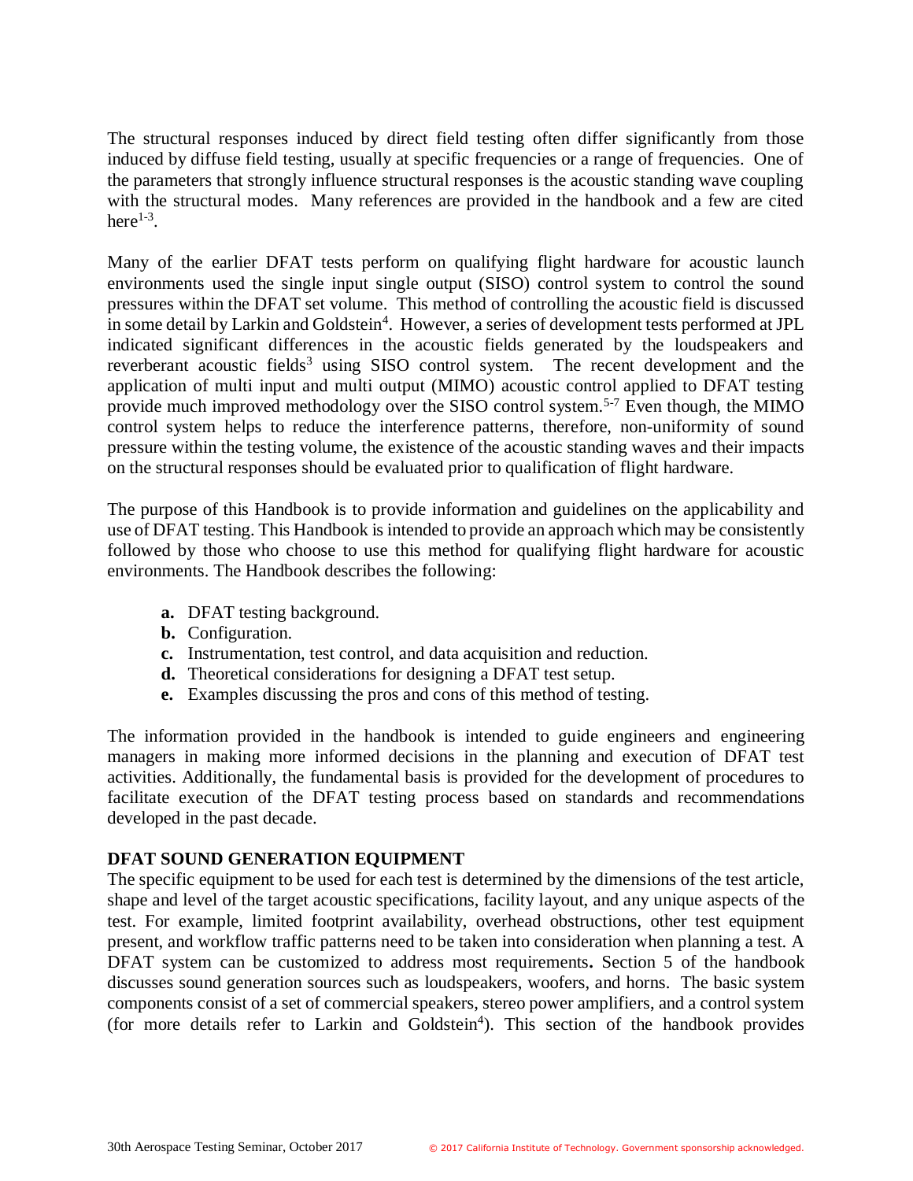The structural responses induced by direct field testing often differ significantly from those induced by diffuse field testing, usually at specific frequencies or a range of frequencies. One of the parameters that strongly influence structural responses is the acoustic standing wave coupling with the structural modes. Many references are provided in the handbook and a few are cited here[1-3].

Many of the earlier DFAT tests perform on qualifying flight hardware for acoustic launch environments used the single input single output (SISO) control system to control the sound pressures within the DFAT set volume. This method of controlling the acoustic field is discussed in some detail by Larkin and Goldstein[4]. However, a series of development tests performed at JPL indicated significant differences in the acoustic fields generated by the loudspeakers and reverberant acoustic fields[3] using SISO control system. The recent development and the application of multi input and multi output (MIMO) acoustic control applied to DFAT testing provide much improved methodology over the SISO control system.[5-7] Even though, the MIMO control system helps to reduce the interference patterns, therefore, non-uniformity of sound pressure within the testing volume, the existence of the acoustic standing waves and their impacts on the structural responses should be evaluated prior to qualification of flight hardware.

The purpose of this Handbook is to provide information and guidelines on the applicability and use of DFAT testing. This Handbook is intended to provide an approach which may be consistently followed by those who choose to use this method for qualifying flight hardware for acoustic environments. The Handbook describes the following:

- **a.** DFAT testing background.
- **b.** Configuration.
- **c.** Instrumentation, test control, and data acquisition and reduction.
- **d.** Theoretical considerations for designing a DFAT test setup.
- **e.** Examples discussing the pros and cons of this method of testing.

The information provided in the handbook is intended to guide engineers and engineering managers in making more informed decisions in the planning and execution of DFAT test activities. Additionally, the fundamental basis is provided for the development of procedures to facilitate execution of the DFAT testing process based on standards and recommendations developed in the past decade.

## DFAT SOUND GENERATION EQUIPMENT

The specific equipment to be used for each test is determined by the dimensions of the test article, shape and level of the target acoustic specifications, facility layout, and any unique aspects of the test. For example, limited footprint availability, overhead obstructions, other test equipment present, and workflow traffic patterns need to be taken into consideration when planning a test. A DFAT system can be customized to address most requirements**.** Section 5 of the handbook discusses sound generation sources such as loudspeakers, woofers, and horns. The basic system components consist of a set of commercial speakers, stereo power amplifiers, and a control system (for more details refer to Larkin and Goldstein[4]). This section of the handbook provides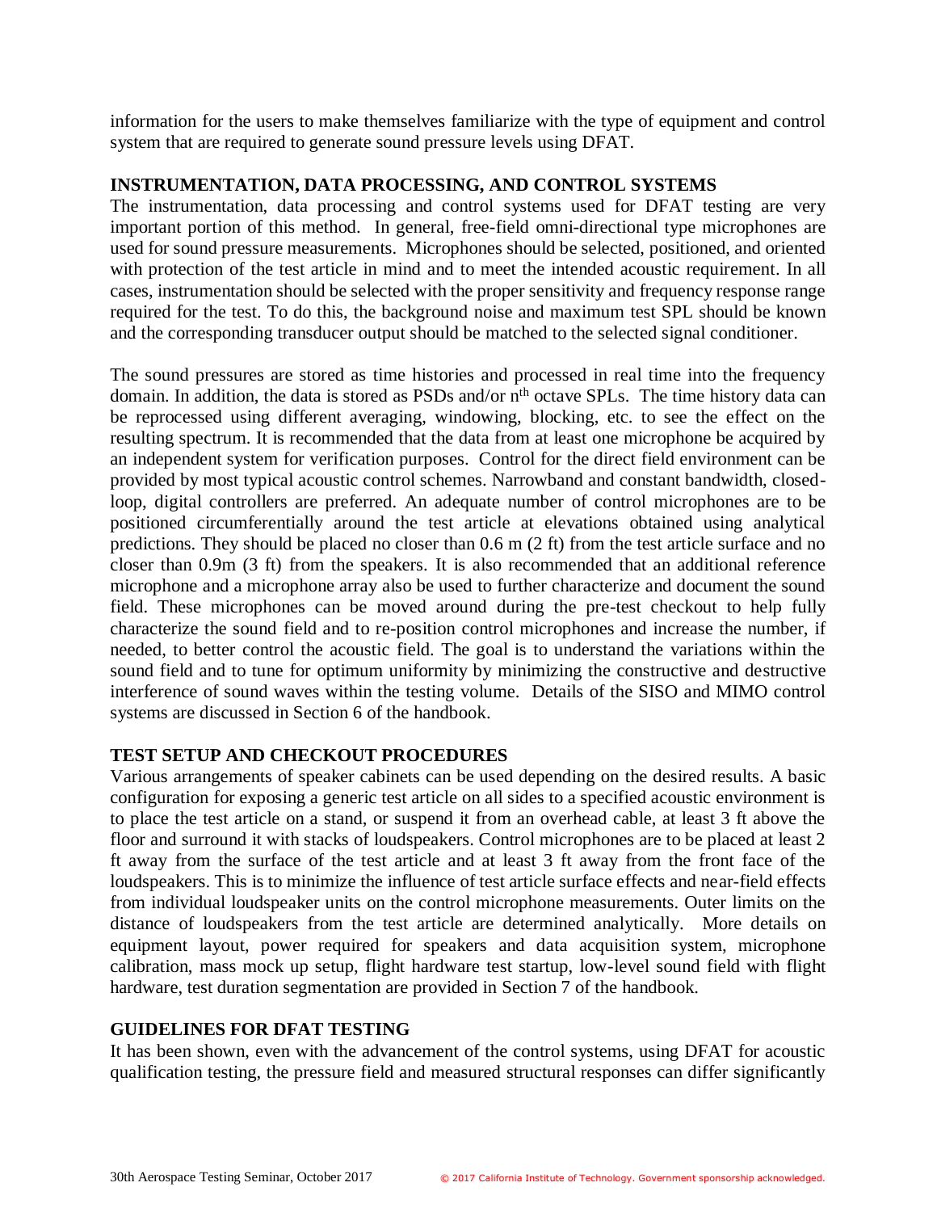information for the users to make themselves familiarize with the type of equipment and control system that are required to generate sound pressure levels using DFAT.

## INSTRUMENTATION, DATA PROCESSING, AND CONTROL SYSTEMS

The instrumentation, data processing and control systems used for DFAT testing are very important portion of this method. In general, free-field omni-directional type microphones are used for sound pressure measurements. Microphones should be selected, positioned, and oriented with protection of the test article in mind and to meet the intended acoustic requirement. In all cases, instrumentation should be selected with the proper sensitivity and frequency response range required for the test. To do this, the background noise and maximum test SPL should be known and the corresponding transducer output should be matched to the selected signal conditioner.

The sound pressures are stored as time histories and processed in real time into the frequency domain. In addition, the data is stored as PSDs and/or $n^{th}$ octave SPLs. The time history data can be reprocessed using different averaging, windowing, blocking, etc. to see the effect on the resulting spectrum. It is recommended that the data from at least one microphone be acquired by an independent system for verification purposes. Control for the direct field environment can be provided by most typical acoustic control schemes. Narrowband and constant bandwidth, closed-loop, digital controllers are preferred. An adequate number of control microphones are to be positioned circumferentially around the test article at elevations obtained using analytical predictions. They should be placed no closer than 0.6 m (2 ft) from the test article surface and no closer than 0.9m (3 ft) from the speakers. It is also recommended that an additional reference microphone and a microphone array also be used to further characterize and document the sound field. These microphones can be moved around during the pre-test checkout to help fully characterize the sound field and to re-position control microphones and increase the number, if needed, to better control the acoustic field. The goal is to understand the variations within the sound field and to tune for optimum uniformity by minimizing the constructive and destructive interference of sound waves within the testing volume. Details of the SISO and MIMO control systems are discussed in Section 6 of the handbook.

## TEST SETUP AND CHECKOUT PROCEDURES

Various arrangements of speaker cabinets can be used depending on the desired results. A basic configuration for exposing a generic test article on all sides to a specified acoustic environment is to place the test article on a stand, or suspend it from an overhead cable, at least 3 ft above the floor and surround it with stacks of loudspeakers. Control microphones are to be placed at least 2 ft away from the surface of the test article and at least 3 ft away from the front face of the loudspeakers. This is to minimize the influence of test article surface effects and near-field effects from individual loudspeaker units on the control microphone measurements. Outer limits on the distance of loudspeakers from the test article are determined analytically. More details on equipment layout, power required for speakers and data acquisition system, microphone calibration, mass mock up setup, flight hardware test startup, low-level sound field with flight hardware, test duration segmentation are provided in Section 7 of the handbook.

## GUIDELINES FOR DFAT TESTING

It has been shown, even with the advancement of the control systems, using DFAT for acoustic qualification testing, the pressure field and measured structural responses can differ significantly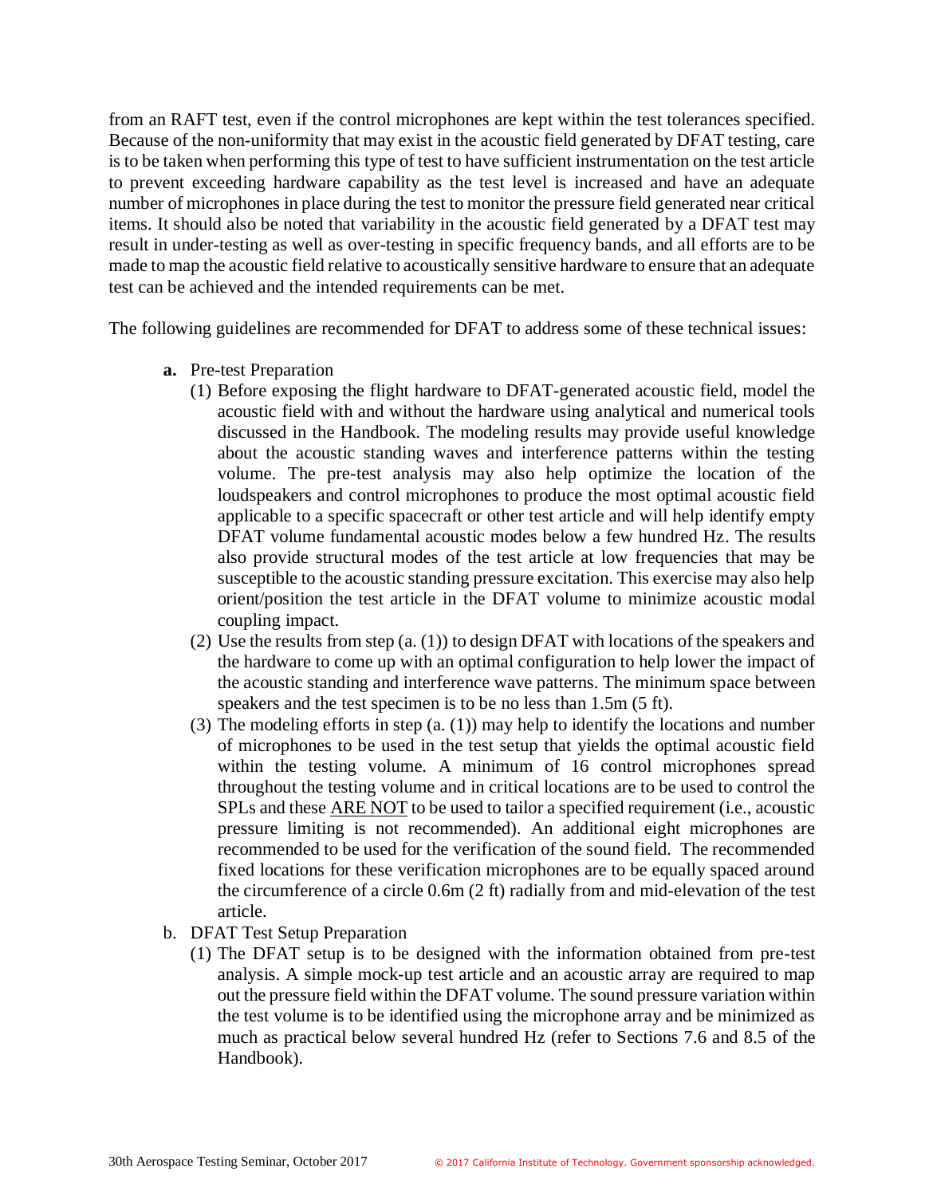from an RAFT test, even if the control microphones are kept within the test tolerances specified. Because of the non-uniformity that may exist in the acoustic field generated by DFAT testing, care is to be taken when performing this type of test to have sufficient instrumentation on the test article to prevent exceeding hardware capability as the test level is increased and have an adequate number of microphones in place during the test to monitor the pressure field generated near critical items. It should also be noted that variability in the acoustic field generated by a DFAT test may result in under-testing as well as over-testing in specific frequency bands, and all efforts are to be made to map the acoustic field relative to acoustically sensitive hardware to ensure that an adequate test can be achieved and the intended requirements can be met.

The following guidelines are recommended for DFAT to address some of these technical issues:

**a.** Pre-test Preparation

(1) Before exposing the flight hardware to DFAT-generated acoustic field, model the acoustic field with and without the hardware using analytical and numerical tools discussed in the Handbook. The modeling results may provide useful knowledge about the acoustic standing waves and interference patterns within the testing volume. The pre-test analysis may also help optimize the location of the loudspeakers and control microphones to produce the most optimal acoustic field applicable to a specific spacecraft or other test article and will help identify empty DFAT volume fundamental acoustic modes below a few hundred Hz. The results also provide structural modes of the test article at low frequencies that may be susceptible to the acoustic standing pressure excitation. This exercise may also help orient/position the test article in the DFAT volume to minimize acoustic modal coupling impact.

(2) Use the results from step (a. (1)) to design DFAT with locations of the speakers and the hardware to come up with an optimal configuration to help lower the impact of the acoustic standing and interference wave patterns. The minimum space between speakers and the test specimen is to be no less than 1.5m (5 ft).

(3) The modeling efforts in step (a. (1)) may help to identify the locations and number of microphones to be used in the test setup that yields the optimal acoustic field within the testing volume. A minimum of 16 control microphones spread throughout the testing volume and in critical locations are to be used to control the SPLs and these <u>ARE NOT</u> to be used to tailor a specified requirement (i.e., acoustic pressure limiting is not recommended). An additional eight microphones are recommended to be used for the verification of the sound field. The recommended fixed locations for these verification microphones are to be equally spaced around the circumference of a circle 0.6m (2 ft) radially from and mid-elevation of the test article.

b. DFAT Test Setup Preparation

(1) The DFAT setup is to be designed with the information obtained from pre-test analysis. A simple mock-up test article and an acoustic array are required to map out the pressure field within the DFAT volume. The sound pressure variation within the test volume is to be identified using the microphone array and be minimized as much as practical below several hundred Hz (refer to Sections 7.6 and 8.5 of the Handbook).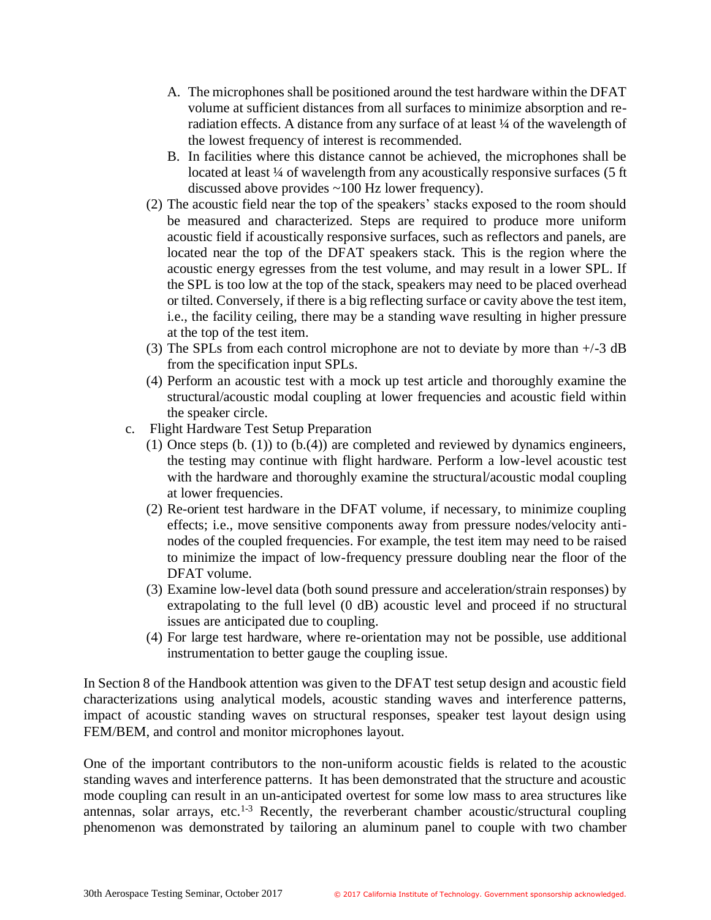A. The microphones shall be positioned around the test hardware within the DFAT volume at sufficient distances from all surfaces to minimize absorption and re-radiation effects. A distance from any surface of at least ¼ of the wavelength of the lowest frequency of interest is recommended.

B. In facilities where this distance cannot be achieved, the microphones shall be located at least ¼ of wavelength from any acoustically responsive surfaces (5 ft discussed above provides ~100 Hz lower frequency).

(2) The acoustic field near the top of the speakers' stacks exposed to the room should be measured and characterized. Steps are required to produce more uniform acoustic field if acoustically responsive surfaces, such as reflectors and panels, are located near the top of the DFAT speakers stack. This is the region where the acoustic energy egresses from the test volume, and may result in a lower SPL. If the SPL is too low at the top of the stack, speakers may need to be placed overhead or tilted. Conversely, if there is a big reflecting surface or cavity above the test item, i.e., the facility ceiling, there may be a standing wave resulting in higher pressure at the top of the test item.

(3) The SPLs from each control microphone are not to deviate by more than +/-3 dB from the specification input SPLs.

(4) Perform an acoustic test with a mock up test article and thoroughly examine the structural/acoustic modal coupling at lower frequencies and acoustic field within the speaker circle.

c. Flight Hardware Test Setup Preparation

(1) Once steps (b. (1)) to (b.(4)) are completed and reviewed by dynamics engineers, the testing may continue with flight hardware. Perform a low-level acoustic test with the hardware and thoroughly examine the structural/acoustic modal coupling at lower frequencies.

(2) Re-orient test hardware in the DFAT volume, if necessary, to minimize coupling effects; i.e., move sensitive components away from pressure nodes/velocity anti-nodes of the coupled frequencies. For example, the test item may need to be raised to minimize the impact of low-frequency pressure doubling near the floor of the DFAT volume.

(3) Examine low-level data (both sound pressure and acceleration/strain responses) by extrapolating to the full level (0 dB) acoustic level and proceed if no structural issues are anticipated due to coupling.

(4) For large test hardware, where re-orientation may not be possible, use additional instrumentation to better gauge the coupling issue.

In Section 8 of the Handbook attention was given to the DFAT test setup design and acoustic field characterizations using analytical models, acoustic standing waves and interference patterns, impact of acoustic standing waves on structural responses, speaker test layout design using FEM/BEM, and control and monitor microphones layout.

One of the important contributors to the non-uniform acoustic fields is related to the acoustic standing waves and interference patterns. It has been demonstrated that the structure and acoustic mode coupling can result in an un-anticipated overtest for some low mass to area structures like antennas, solar arrays, etc.[1-3] Recently, the reverberant chamber acoustic/structural coupling phenomenon was demonstrated by tailoring an aluminum panel to couple with two chamber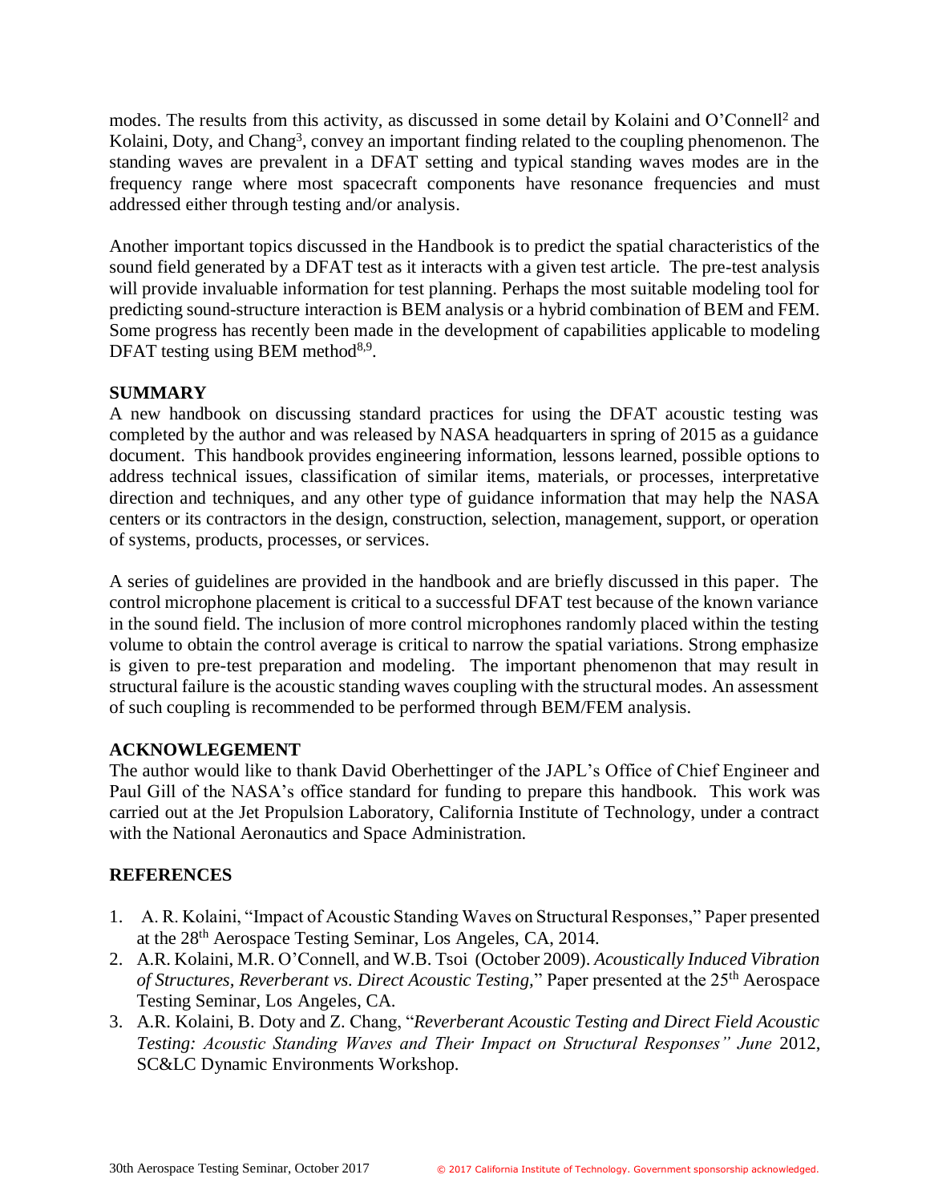modes. The results from this activity, as discussed in some detail by Kolaini and O'Connell[2] and Kolaini, Doty, and Chang[3], convey an important finding related to the coupling phenomenon. The standing waves are prevalent in a DFAT setting and typical standing waves modes are in the frequency range where most spacecraft components have resonance frequencies and must addressed either through testing and/or analysis.

Another important topics discussed in the Handbook is to predict the spatial characteristics of the sound field generated by a DFAT test as it interacts with a given test article. The pre-test analysis will provide invaluable information for test planning. Perhaps the most suitable modeling tool for predicting sound-structure interaction is BEM analysis or a hybrid combination of BEM and FEM. Some progress has recently been made in the development of capabilities applicable to modeling DFAT testing using BEM method[8,9].

## SUMMARY

A new handbook on discussing standard practices for using the DFAT acoustic testing was completed by the author and was released by NASA headquarters in spring of 2015 as a guidance document. This handbook provides engineering information, lessons learned, possible options to address technical issues, classification of similar items, materials, or processes, interpretative direction and techniques, and any other type of guidance information that may help the NASA centers or its contractors in the design, construction, selection, management, support, or operation of systems, products, processes, or services.

A series of guidelines are provided in the handbook and are briefly discussed in this paper. The control microphone placement is critical to a successful DFAT test because of the known variance in the sound field. The inclusion of more control microphones randomly placed within the testing volume to obtain the control average is critical to narrow the spatial variations. Strong emphasize is given to pre-test preparation and modeling. The important phenomenon that may result in structural failure is the acoustic standing waves coupling with the structural modes. An assessment of such coupling is recommended to be performed through BEM/FEM analysis.

## ACKNOWLEGEMENT

The author would like to thank David Oberhettinger of the JAPL's Office of Chief Engineer and Paul Gill of the NASA's office standard for funding to prepare this handbook. This work was carried out at the Jet Propulsion Laboratory, California Institute of Technology, under a contract with the National Aeronautics and Space Administration.

## REFERENCES

1. A. R. Kolaini, "Impact of Acoustic Standing Waves on Structural Responses," Paper presented at the 28th Aerospace Testing Seminar, Los Angeles, CA, 2014.
2. A.R. Kolaini, M.R. O'Connell, and W.B. Tsoi (October 2009). *Acoustically Induced Vibration of Structures, Reverberant vs. Direct Acoustic Testing,*" Paper presented at the 25th Aerospace Testing Seminar, Los Angeles, CA.
3. A.R. Kolaini, B. Doty and Z. Chang, "*Reverberant Acoustic Testing and Direct Field Acoustic Testing: Acoustic Standing Waves and Their Impact on Structural Responses" June* 2012, SC&LC Dynamic Environments Workshop.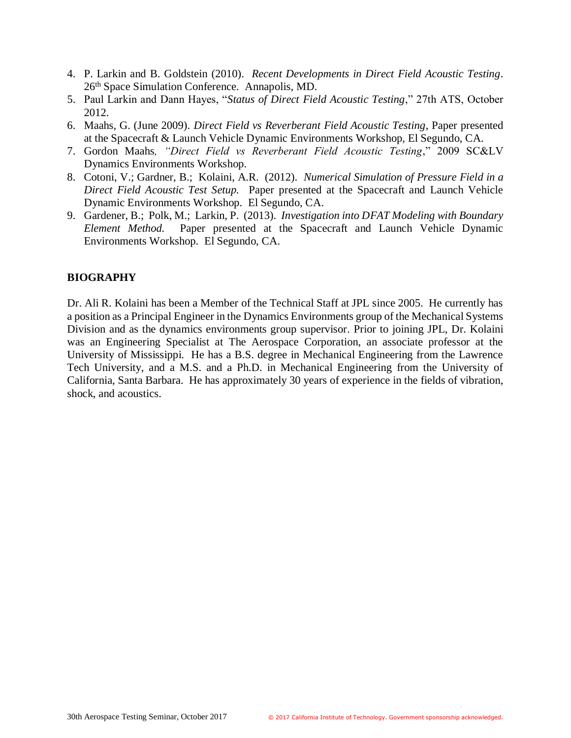4. P. Larkin and B. Goldstein (2010). *Recent Developments in Direct Field Acoustic Testing*. 26th Space Simulation Conference. Annapolis, MD.
5. Paul Larkin and Dann Hayes, "*Status of Direct Field Acoustic Testing*," 27th ATS, October 2012.
6. Maahs, G. (June 2009). *Direct Field vs Reverberant Field Acoustic Testing*, Paper presented at the Spacecraft & Launch Vehicle Dynamic Environments Workshop, El Segundo, CA.
7. Gordon Maahs, *"Direct Field vs Reverberant Field Acoustic Testing*," 2009 SC&LV Dynamics Environments Workshop.
8. Cotoni, V.; Gardner, B.; Kolaini, A.R. (2012). *Numerical Simulation of Pressure Field in a Direct Field Acoustic Test Setup.* Paper presented at the Spacecraft and Launch Vehicle Dynamic Environments Workshop. El Segundo, CA.
9. Gardener, B.; Polk, M.; Larkin, P. (2013). *Investigation into DFAT Modeling with Boundary Element Method.* Paper presented at the Spacecraft and Launch Vehicle Dynamic Environments Workshop. El Segundo, CA.

## BIOGRAPHY

Dr. Ali R. Kolaini has been a Member of the Technical Staff at JPL since 2005. He currently has a position as a Principal Engineer in the Dynamics Environments group of the Mechanical Systems Division and as the dynamics environments group supervisor. Prior to joining JPL, Dr. Kolaini was an Engineering Specialist at The Aerospace Corporation, an associate professor at the University of Mississippi. He has a B.S. degree in Mechanical Engineering from the Lawrence Tech University, and a M.S. and a Ph.D. in Mechanical Engineering from the University of California, Santa Barbara. He has approximately 30 years of experience in the fields of vibration, shock, and acoustics.